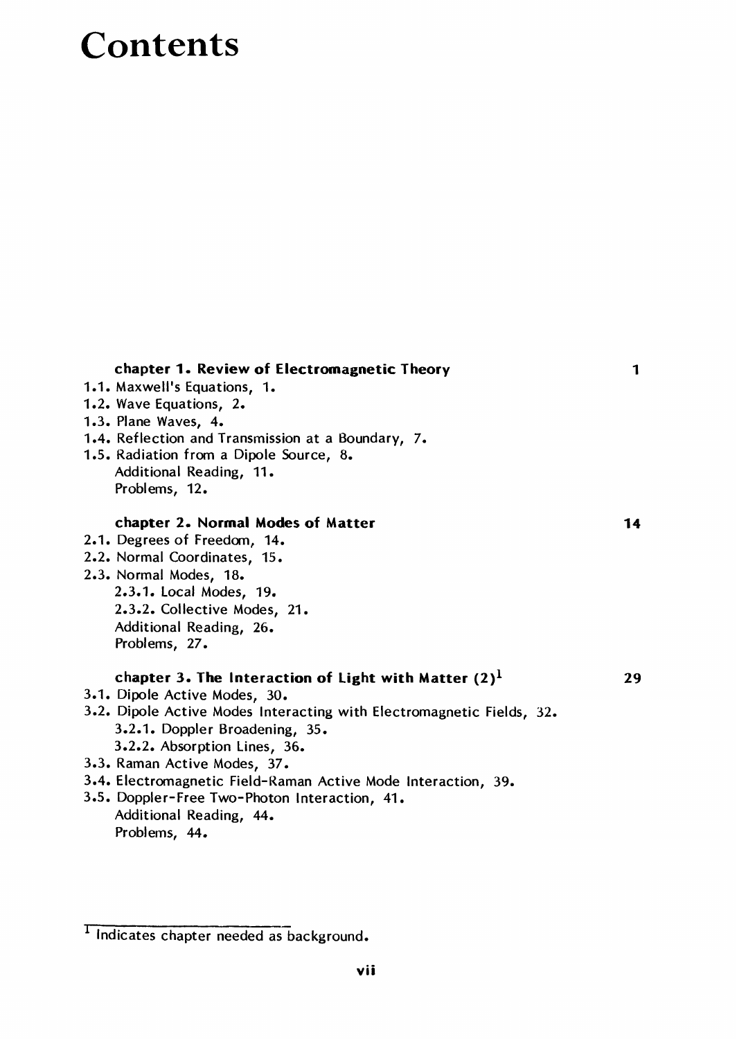# Contents

**chapter 1. Review of Electromagnetic Theory** 1

1.1. Maxwell's Equations, 1.
1.2. Wave Equations, 2.
1.3. Plane Waves, 4.
1.4. Reflection and Transmission at a Boundary, 7.
1.5. Radiation from a Dipole Source, 8.
Additional Reading, 11.
Problems, 12.

**chapter 2. Normal Modes of Matter** 14

2.1. Degrees of Freedom, 14.
2.2. Normal Coordinates, 15.
2.3. Normal Modes, 18.
2.3.1. Local Modes, 19.
2.3.2. Collective Modes, 21.
Additional Reading, 26.
Problems, 27.

**chapter 3. The Interaction of Light with Matter (2)[1]** 29

3.1. Dipole Active Modes, 30.
3.2. Dipole Active Modes Interacting with Electromagnetic Fields, 32.
3.2.1. Doppler Broadening, 35.
3.2.2. Absorption Lines, 36.
3.3. Raman Active Modes, 37.
3.4. Electromagnetic Field-Raman Active Mode Interaction, 39.
3.5. Doppler-Free Two-Photon Interaction, 41.
Additional Reading, 44.
Problems, 44.

---

[1] Indicates chapter needed as background.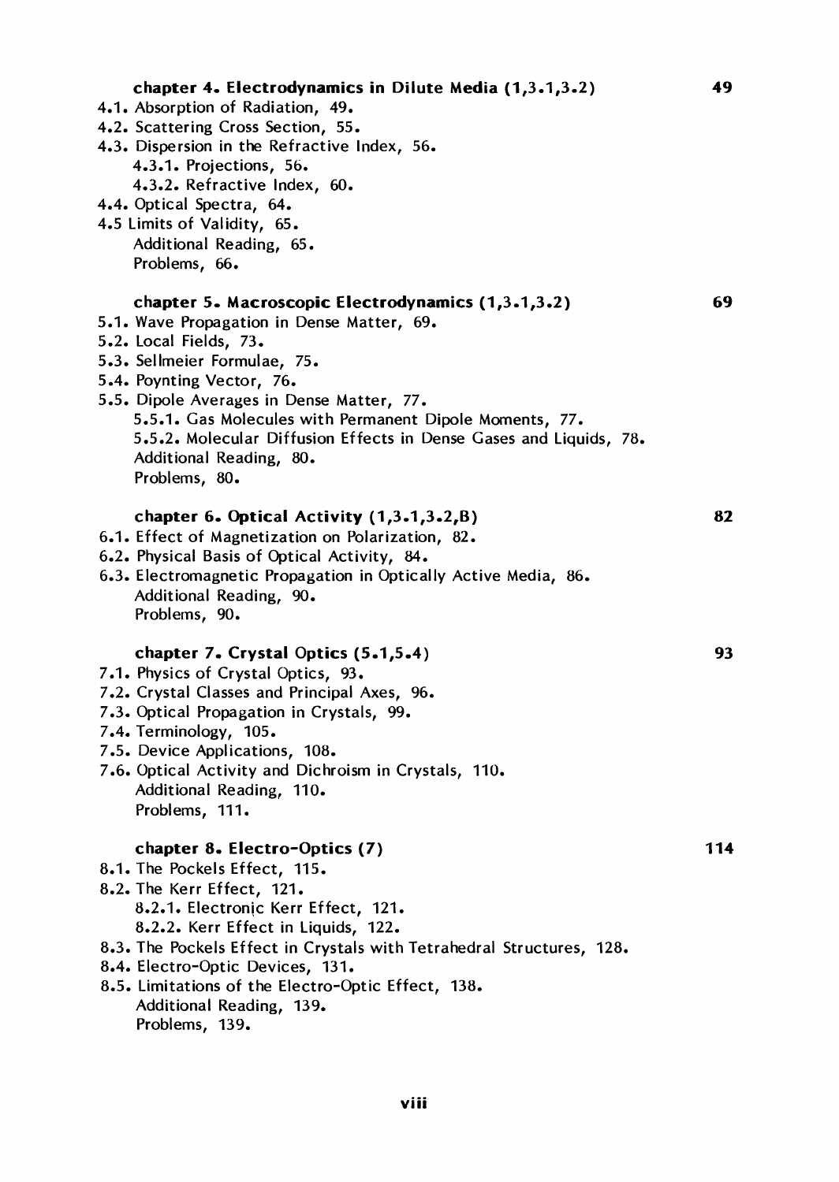**chapter 4. Electrodynamics in Dilute Media (1,3.1,3.2)** 49

4.1. Absorption of Radiation, 49.
4.2. Scattering Cross Section, 55.
4.3. Dispersion in the Refractive Index, 56.
    4.3.1. Projections, 56.
    4.3.2. Refractive Index, 60.
4.4. Optical Spectra, 64.
4.5 Limits of Validity, 65.
    Additional Reading, 65.
    Problems, 66.

**chapter 5. Macroscopic Electrodynamics (1,3.1,3.2)** 69

5.1. Wave Propagation in Dense Matter, 69.
5.2. Local Fields, 73.
5.3. Sellmeier Formulae, 75.
5.4. Poynting Vector, 76.
5.5. Dipole Averages in Dense Matter, 77.
    5.5.1. Gas Molecules with Permanent Dipole Moments, 77.
    5.5.2. Molecular Diffusion Effects in Dense Gases and Liquids, 78.
    Additional Reading, 80.
    Problems, 80.

**chapter 6. Optical Activity (1,3.1,3.2,B)** 82

6.1. Effect of Magnetization on Polarization, 82.
6.2. Physical Basis of Optical Activity, 84.
6.3. Electromagnetic Propagation in Optically Active Media, 86.
    Additional Reading, 90.
    Problems, 90.

**chapter 7. Crystal Optics (5.1,5.4)** 93

7.1. Physics of Crystal Optics, 93.
7.2. Crystal Classes and Principal Axes, 96.
7.3. Optical Propagation in Crystals, 99.
7.4. Terminology, 105.
7.5. Device Applications, 108.
7.6. Optical Activity and Dichroism in Crystals, 110.
    Additional Reading, 110.
    Problems, 111.

**chapter 8. Electro-Optics (7)** 114

8.1. The Pockels Effect, 115.
8.2. The Kerr Effect, 121.
    8.2.1. Electronic Kerr Effect, 121.
    8.2.2. Kerr Effect in Liquids, 122.
8.3. The Pockels Effect in Crystals with Tetrahedral Structures, 128.
8.4. Electro-Optic Devices, 131.
8.5. Limitations of the Electro-Optic Effect, 138.
    Additional Reading, 139.
    Problems, 139.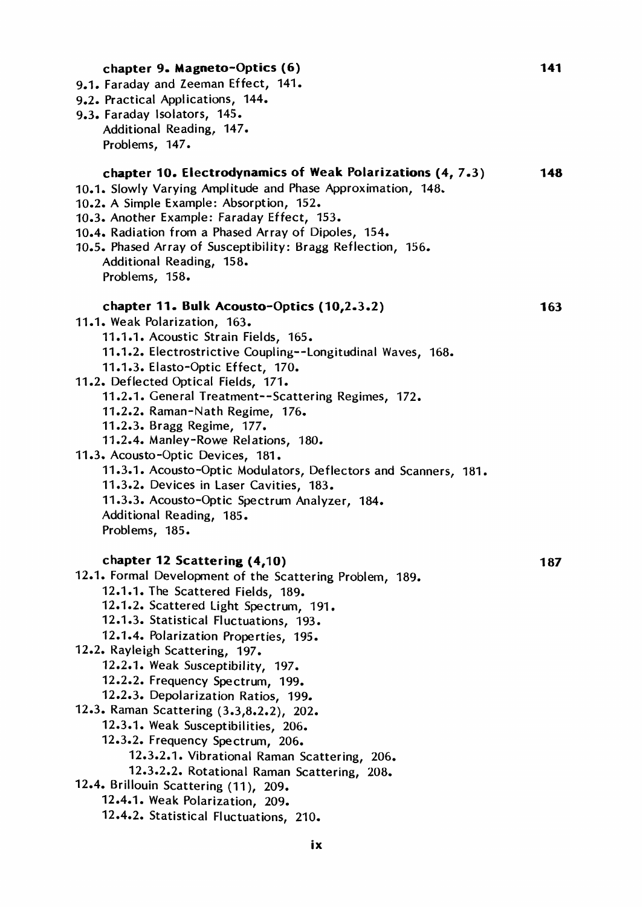**chapter 9. Magneto-Optics (6)** 141

9.1. Faraday and Zeeman Effect, 141.
9.2. Practical Applications, 144.
9.3. Faraday Isolators, 145.
  Additional Reading, 147.
  Problems, 147.

**chapter 10. Electrodynamics of Weak Polarizations (4, 7.3)** 148

10.1. Slowly Varying Amplitude and Phase Approximation, 148.
10.2. A Simple Example: Absorption, 152.
10.3. Another Example: Faraday Effect, 153.
10.4. Radiation from a Phased Array of Dipoles, 154.
10.5. Phased Array of Susceptibility: Bragg Reflection, 156.
  Additional Reading, 158.
  Problems, 158.

**chapter 11. Bulk Acousto-Optics (10,2.3.2)** 163

11.1. Weak Polarization, 163.
  11.1.1. Acoustic Strain Fields, 165.
  11.1.2. Electrostrictive Coupling--Longitudinal Waves, 168.
  11.1.3. Elasto-Optic Effect, 170.
11.2. Deflected Optical Fields, 171.
  11.2.1. General Treatment--Scattering Regimes, 172.
  11.2.2. Raman-Nath Regime, 176.
  11.2.3. Bragg Regime, 177.
  11.2.4. Manley-Rowe Relations, 180.
11.3. Acousto-Optic Devices, 181.
  11.3.1. Acousto-Optic Modulators, Deflectors and Scanners, 181.
  11.3.2. Devices in Laser Cavities, 183.
  11.3.3. Acousto-Optic Spectrum Analyzer, 184.
  Additional Reading, 185.
  Problems, 185.

**chapter 12 Scattering (4,10)** 187

12.1. Formal Development of the Scattering Problem, 189.
  12.1.1. The Scattered Fields, 189.
  12.1.2. Scattered Light Spectrum, 191.
  12.1.3. Statistical Fluctuations, 193.
  12.1.4. Polarization Properties, 195.
12.2. Rayleigh Scattering, 197.
  12.2.1. Weak Susceptibility, 197.
  12.2.2. Frequency Spectrum, 199.
  12.2.3. Depolarization Ratios, 199.
12.3. Raman Scattering (3.3,8.2.2), 202.
  12.3.1. Weak Susceptibilities, 206.
  12.3.2. Frequency Spectrum, 206.
    12.3.2.1. Vibrational Raman Scattering, 206.
    12.3.2.2. Rotational Raman Scattering, 208.
12.4. Brillouin Scattering (11), 209.
  12.4.1. Weak Polarization, 209.
  12.4.2. Statistical Fluctuations, 210.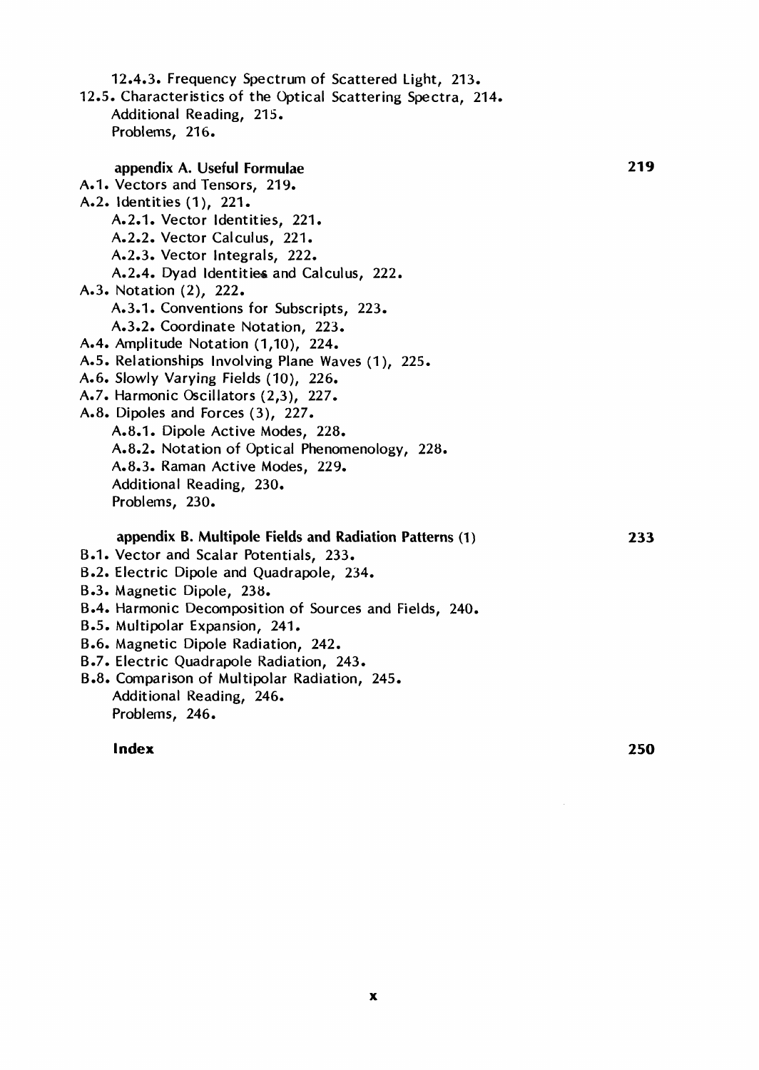12.4.3. Frequency Spectrum of Scattered Light, 213.
12.5. Characteristics of the Optical Scattering Spectra, 214.
Additional Reading, 215.
Problems, 216.

**appendix A. Useful Formulae** **219**

A.1. Vectors and Tensors, 219.
A.2. Identities (1), 221.
A.2.1. Vector Identities, 221.
A.2.2. Vector Calculus, 221.
A.2.3. Vector Integrals, 222.
A.2.4. Dyad Identities and Calculus, 222.
A.3. Notation (2), 222.
A.3.1. Conventions for Subscripts, 223.
A.3.2. Coordinate Notation, 223.
A.4. Amplitude Notation (1,10), 224.
A.5. Relationships Involving Plane Waves (1), 225.
A.6. Slowly Varying Fields (10), 226.
A.7. Harmonic Oscillators (2,3), 227.
A.8. Dipoles and Forces (3), 227.
A.8.1. Dipole Active Modes, 228.
A.8.2. Notation of Optical Phenomenology, 228.
A.8.3. Raman Active Modes, 229.
Additional Reading, 230.
Problems, 230.

**appendix B. Multipole Fields and Radiation Patterns** (1) **233**

B.1. Vector and Scalar Potentials, 233.
B.2. Electric Dipole and Quadrapole, 234.
B.3. Magnetic Dipole, 238.
B.4. Harmonic Decomposition of Sources and Fields, 240.
B.5. Multipolar Expansion, 241.
B.6. Magnetic Dipole Radiation, 242.
B.7. Electric Quadrapole Radiation, 243.
B.8. Comparison of Multipolar Radiation, 245.
Additional Reading, 246.
Problems, 246.

**Index** **250**